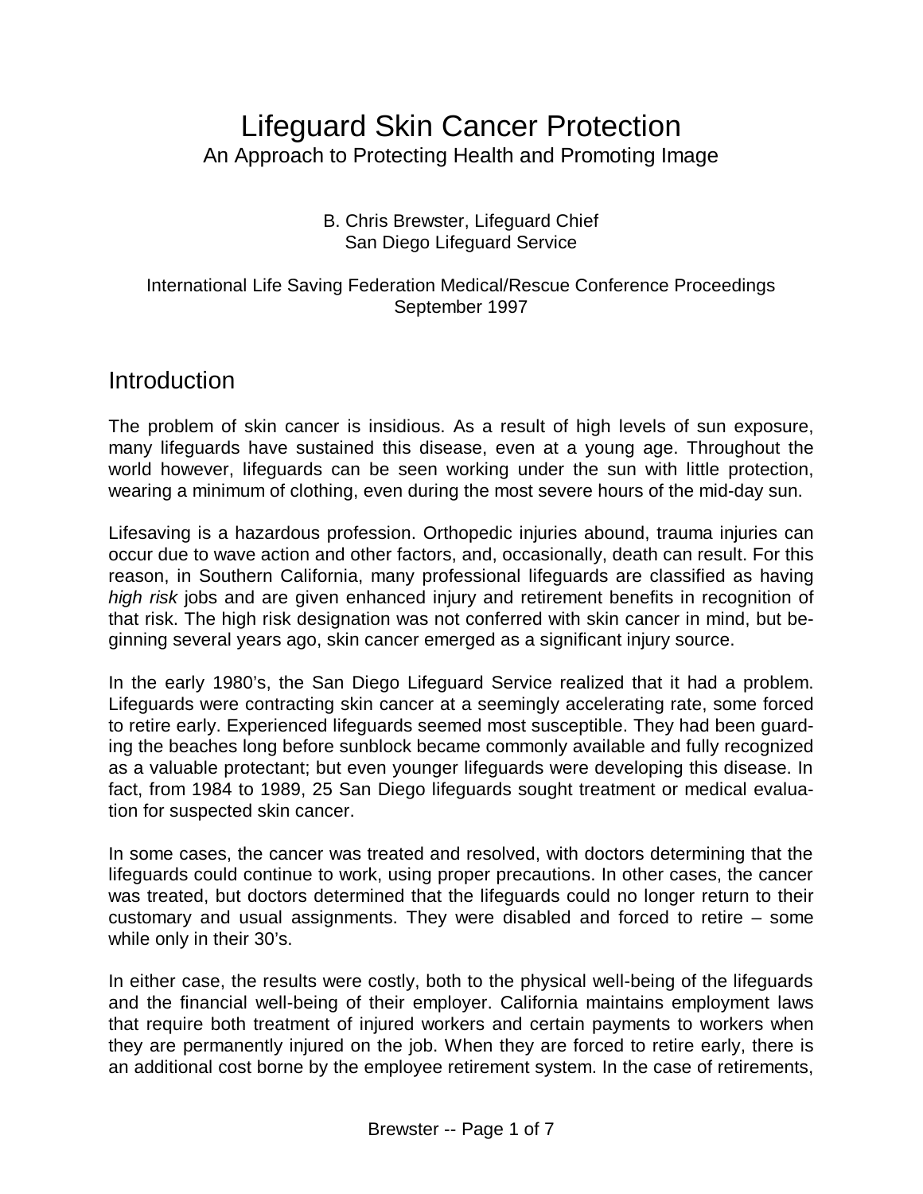# Lifeguard Skin Cancer Protection

## An Approach to Protecting Health and Promoting Image

B. Chris Brewster, Lifeguard Chief
San Diego Lifeguard Service

International Life Saving Federation Medical/Rescue Conference Proceedings
September 1997

## Introduction

The problem of skin cancer is insidious. As a result of high levels of sun exposure, many lifeguards have sustained this disease, even at a young age. Throughout the world however, lifeguards can be seen working under the sun with little protection, wearing a minimum of clothing, even during the most severe hours of the mid-day sun.

Lifesaving is a hazardous profession. Orthopedic injuries abound, trauma injuries can occur due to wave action and other factors, and, occasionally, death can result. For this reason, in Southern California, many professional lifeguards are classified as having *high risk* jobs and are given enhanced injury and retirement benefits in recognition of that risk. The high risk designation was not conferred with skin cancer in mind, but beginning several years ago, skin cancer emerged as a significant injury source.

In the early 1980's, the San Diego Lifeguard Service realized that it had a problem. Lifeguards were contracting skin cancer at a seemingly accelerating rate, some forced to retire early. Experienced lifeguards seemed most susceptible. They had been guarding the beaches long before sunblock became commonly available and fully recognized as a valuable protectant; but even younger lifeguards were developing this disease. In fact, from 1984 to 1989, 25 San Diego lifeguards sought treatment or medical evaluation for suspected skin cancer.

In some cases, the cancer was treated and resolved, with doctors determining that the lifeguards could continue to work, using proper precautions. In other cases, the cancer was treated, but doctors determined that the lifeguards could no longer return to their customary and usual assignments. They were disabled and forced to retire – some while only in their 30's.

In either case, the results were costly, both to the physical well-being of the lifeguards and the financial well-being of their employer. California maintains employment laws that require both treatment of injured workers and certain payments to workers when they are permanently injured on the job. When they are forced to retire early, there is an additional cost borne by the employee retirement system. In the case of retirements,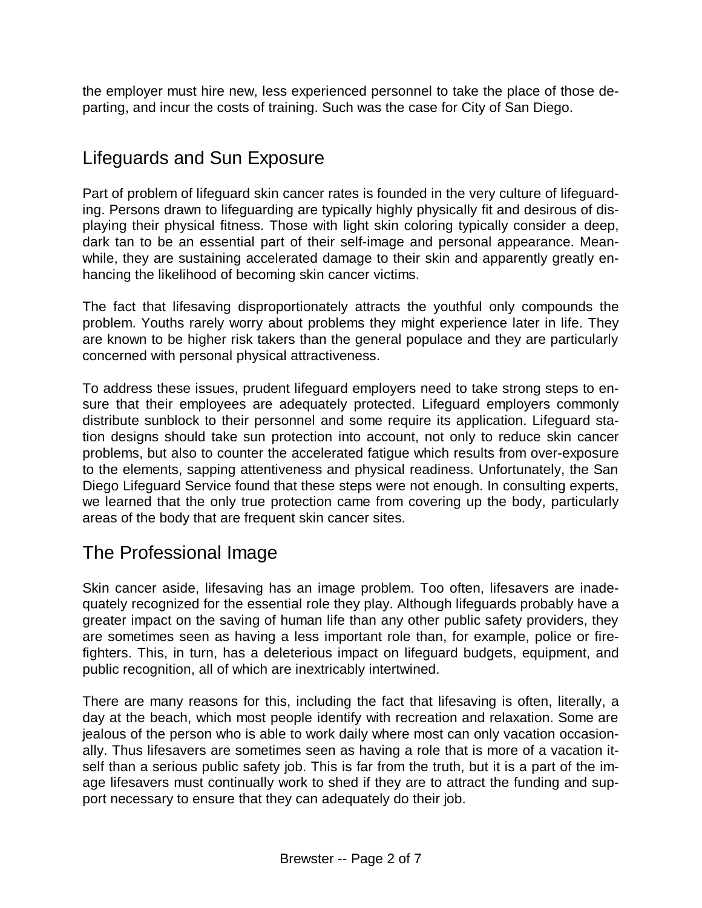the employer must hire new, less experienced personnel to take the place of those departing, and incur the costs of training. Such was the case for City of San Diego.

## Lifeguards and Sun Exposure

Part of problem of lifeguard skin cancer rates is founded in the very culture of lifeguarding. Persons drawn to lifeguarding are typically highly physically fit and desirous of displaying their physical fitness. Those with light skin coloring typically consider a deep, dark tan to be an essential part of their self-image and personal appearance. Meanwhile, they are sustaining accelerated damage to their skin and apparently greatly enhancing the likelihood of becoming skin cancer victims.

The fact that lifesaving disproportionately attracts the youthful only compounds the problem. Youths rarely worry about problems they might experience later in life. They are known to be higher risk takers than the general populace and they are particularly concerned with personal physical attractiveness.

To address these issues, prudent lifeguard employers need to take strong steps to ensure that their employees are adequately protected. Lifeguard employers commonly distribute sunblock to their personnel and some require its application. Lifeguard station designs should take sun protection into account, not only to reduce skin cancer problems, but also to counter the accelerated fatigue which results from over-exposure to the elements, sapping attentiveness and physical readiness. Unfortunately, the San Diego Lifeguard Service found that these steps were not enough. In consulting experts, we learned that the only true protection came from covering up the body, particularly areas of the body that are frequent skin cancer sites.

## The Professional Image

Skin cancer aside, lifesaving has an image problem. Too often, lifesavers are inadequately recognized for the essential role they play. Although lifeguards probably have a greater impact on the saving of human life than any other public safety providers, they are sometimes seen as having a less important role than, for example, police or firefighters. This, in turn, has a deleterious impact on lifeguard budgets, equipment, and public recognition, all of which are inextricably intertwined.

There are many reasons for this, including the fact that lifesaving is often, literally, a day at the beach, which most people identify with recreation and relaxation. Some are jealous of the person who is able to work daily where most can only vacation occasionally. Thus lifesavers are sometimes seen as having a role that is more of a vacation itself than a serious public safety job. This is far from the truth, but it is a part of the image lifesavers must continually work to shed if they are to attract the funding and support necessary to ensure that they can adequately do their job.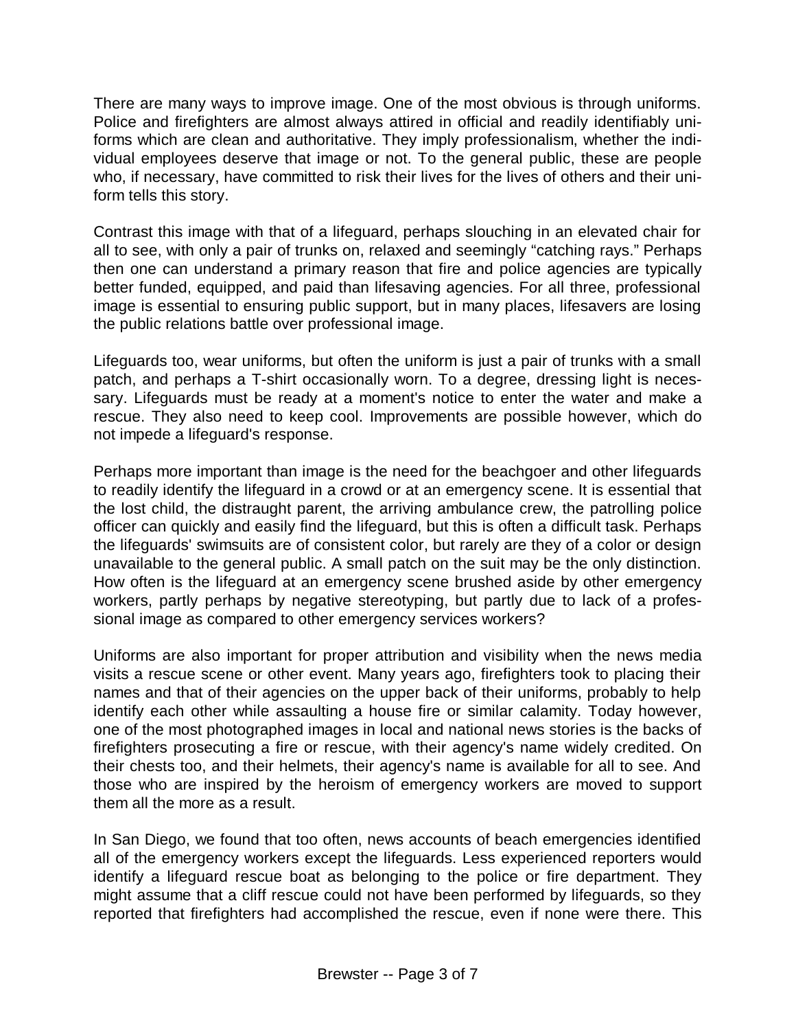There are many ways to improve image. One of the most obvious is through uniforms. Police and firefighters are almost always attired in official and readily identifiably uniforms which are clean and authoritative. They imply professionalism, whether the individual employees deserve that image or not. To the general public, these are people who, if necessary, have committed to risk their lives for the lives of others and their uniform tells this story.

Contrast this image with that of a lifeguard, perhaps slouching in an elevated chair for all to see, with only a pair of trunks on, relaxed and seemingly "catching rays." Perhaps then one can understand a primary reason that fire and police agencies are typically better funded, equipped, and paid than lifesaving agencies. For all three, professional image is essential to ensuring public support, but in many places, lifesavers are losing the public relations battle over professional image.

Lifeguards too, wear uniforms, but often the uniform is just a pair of trunks with a small patch, and perhaps a T-shirt occasionally worn. To a degree, dressing light is necessary. Lifeguards must be ready at a moment's notice to enter the water and make a rescue. They also need to keep cool. Improvements are possible however, which do not impede a lifeguard's response.

Perhaps more important than image is the need for the beachgoer and other lifeguards to readily identify the lifeguard in a crowd or at an emergency scene. It is essential that the lost child, the distraught parent, the arriving ambulance crew, the patrolling police officer can quickly and easily find the lifeguard, but this is often a difficult task. Perhaps the lifeguards' swimsuits are of consistent color, but rarely are they of a color or design unavailable to the general public. A small patch on the suit may be the only distinction. How often is the lifeguard at an emergency scene brushed aside by other emergency workers, partly perhaps by negative stereotyping, but partly due to lack of a professional image as compared to other emergency services workers?

Uniforms are also important for proper attribution and visibility when the news media visits a rescue scene or other event. Many years ago, firefighters took to placing their names and that of their agencies on the upper back of their uniforms, probably to help identify each other while assaulting a house fire or similar calamity. Today however, one of the most photographed images in local and national news stories is the backs of firefighters prosecuting a fire or rescue, with their agency's name widely credited. On their chests too, and their helmets, their agency's name is available for all to see. And those who are inspired by the heroism of emergency workers are moved to support them all the more as a result.

In San Diego, we found that too often, news accounts of beach emergencies identified all of the emergency workers except the lifeguards. Less experienced reporters would identify a lifeguard rescue boat as belonging to the police or fire department. They might assume that a cliff rescue could not have been performed by lifeguards, so they reported that firefighters had accomplished the rescue, even if none were there. This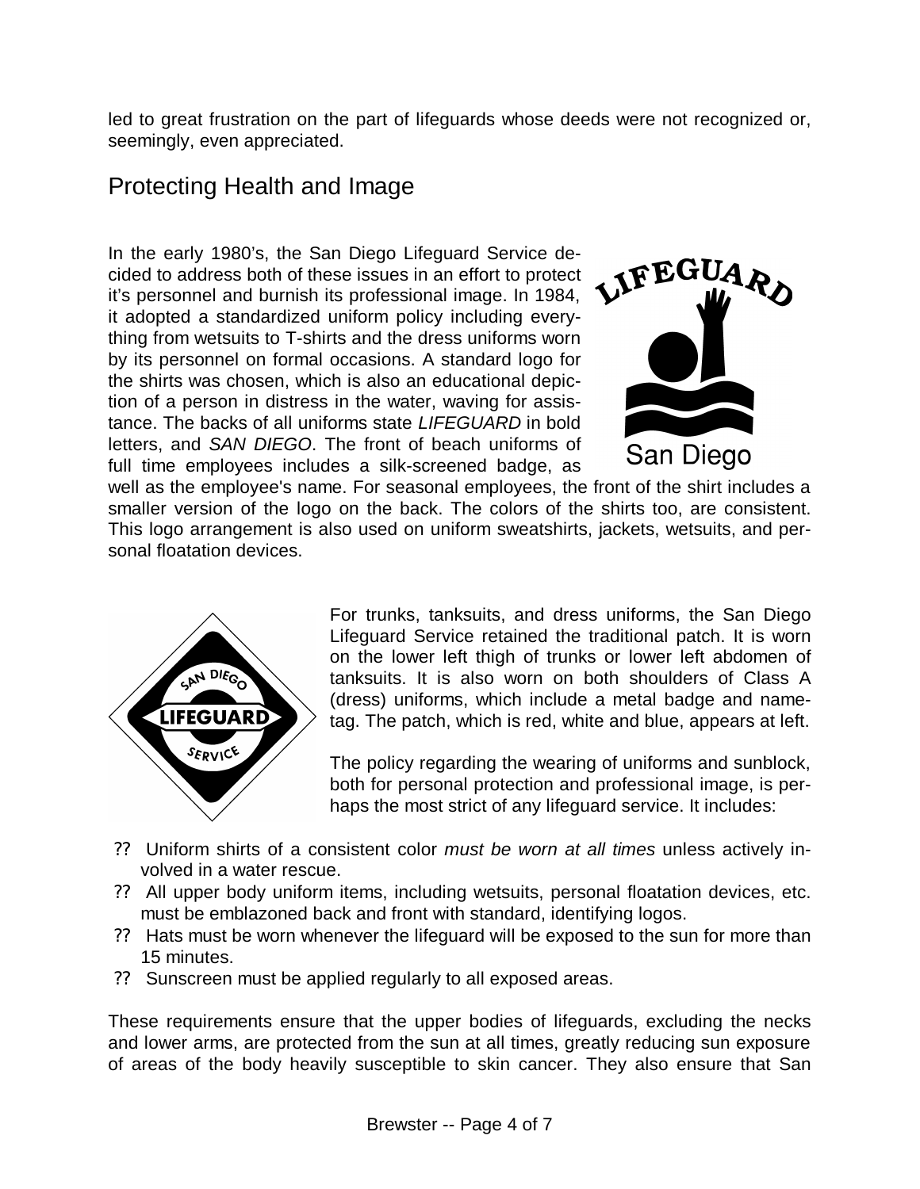led to great frustration on the part of lifeguards whose deeds were not recognized or, seemingly, even appreciated.

## Protecting Health and Image

In the early 1980's, the San Diego Lifeguard Service decided to address both of these issues in an effort to protect it's personnel and burnish its professional image. In 1984, it adopted a standardized uniform policy including everything from wetsuits to T-shirts and the dress uniforms worn by its personnel on formal occasions. A standard logo for the shirts was chosen, which is also an educational depiction of a person in distress in the water, waving for assistance. The backs of all uniforms state *LIFEGUARD* in bold letters, and *SAN DIEGO*. The front of beach uniforms of full time employees includes a silk-screened badge, as well as the employee's name. For seasonal employees, the front of the shirt includes a smaller version of the logo on the back. The colors of the shirts too, are consistent. This logo arrangement is also used on uniform sweatshirts, jackets, wetsuits, and personal floatation devices.

For trunks, tanksuits, and dress uniforms, the San Diego Lifeguard Service retained the traditional patch. It is worn on the lower left thigh of trunks or lower left abdomen of tanksuits. It is also worn on both shoulders of Class A (dress) uniforms, which include a metal badge and nametag. The patch, which is red, white and blue, appears at left.

The policy regarding the wearing of uniforms and sunblock, both for personal protection and professional image, is perhaps the most strict of any lifeguard service. It includes:

- Uniform shirts of a consistent color *must be worn at all times* unless actively involved in a water rescue.
- All upper body uniform items, including wetsuits, personal floatation devices, etc. must be emblazoned back and front with standard, identifying logos.
- Hats must be worn whenever the lifeguard will be exposed to the sun for more than 15 minutes.
- Sunscreen must be applied regularly to all exposed areas.

These requirements ensure that the upper bodies of lifeguards, excluding the necks and lower arms, are protected from the sun at all times, greatly reducing sun exposure of areas of the body heavily susceptible to skin cancer. They also ensure that San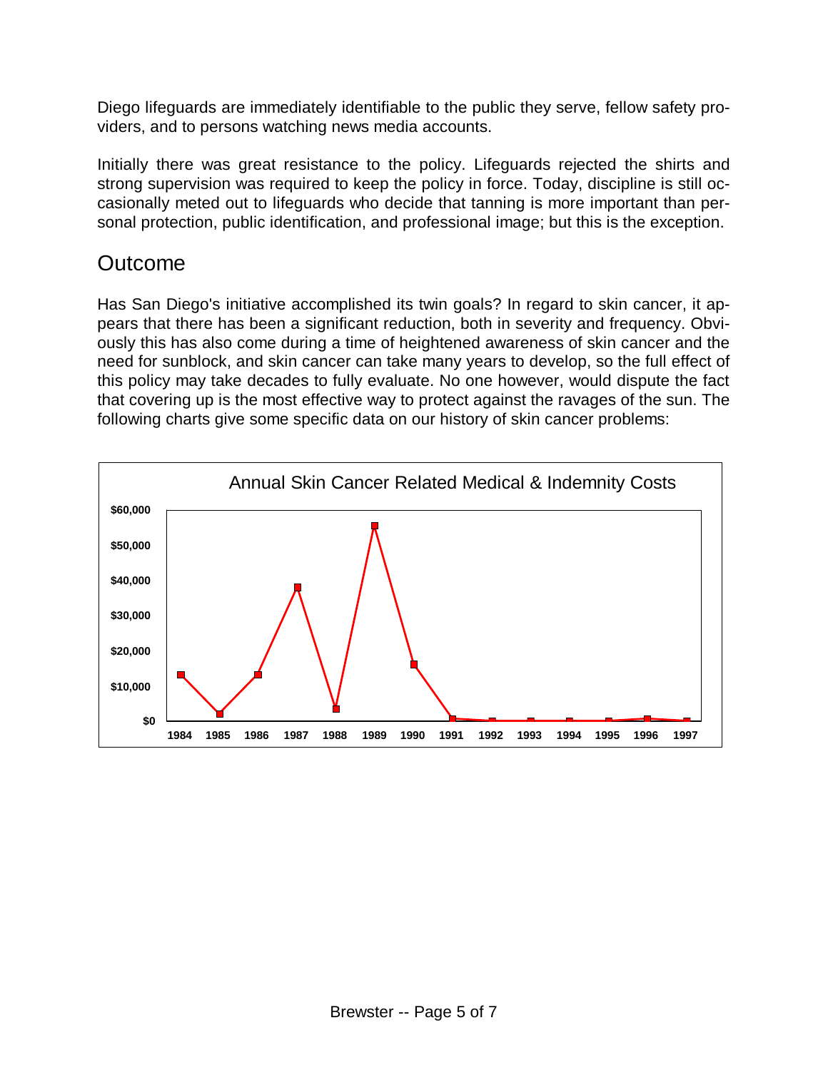Diego lifeguards are immediately identifiable to the public they serve, fellow safety providers, and to persons watching news media accounts.

Initially there was great resistance to the policy. Lifeguards rejected the shirts and strong supervision was required to keep the policy in force. Today, discipline is still occasionally meted out to lifeguards who decide that tanning is more important than personal protection, public identification, and professional image; but this is the exception.

## Outcome

Has San Diego's initiative accomplished its twin goals? In regard to skin cancer, it appears that there has been a significant reduction, both in severity and frequency. Obviously this has also come during a time of heightened awareness of skin cancer and the need for sunblock, and skin cancer can take many years to develop, so the full effect of this policy may take decades to fully evaluate. No one however, would dispute the fact that covering up is the most effective way to protect against the ravages of the sun. The following charts give some specific data on our history of skin cancer problems:

Annual Skin Cancer Related Medical & Indemnity Costs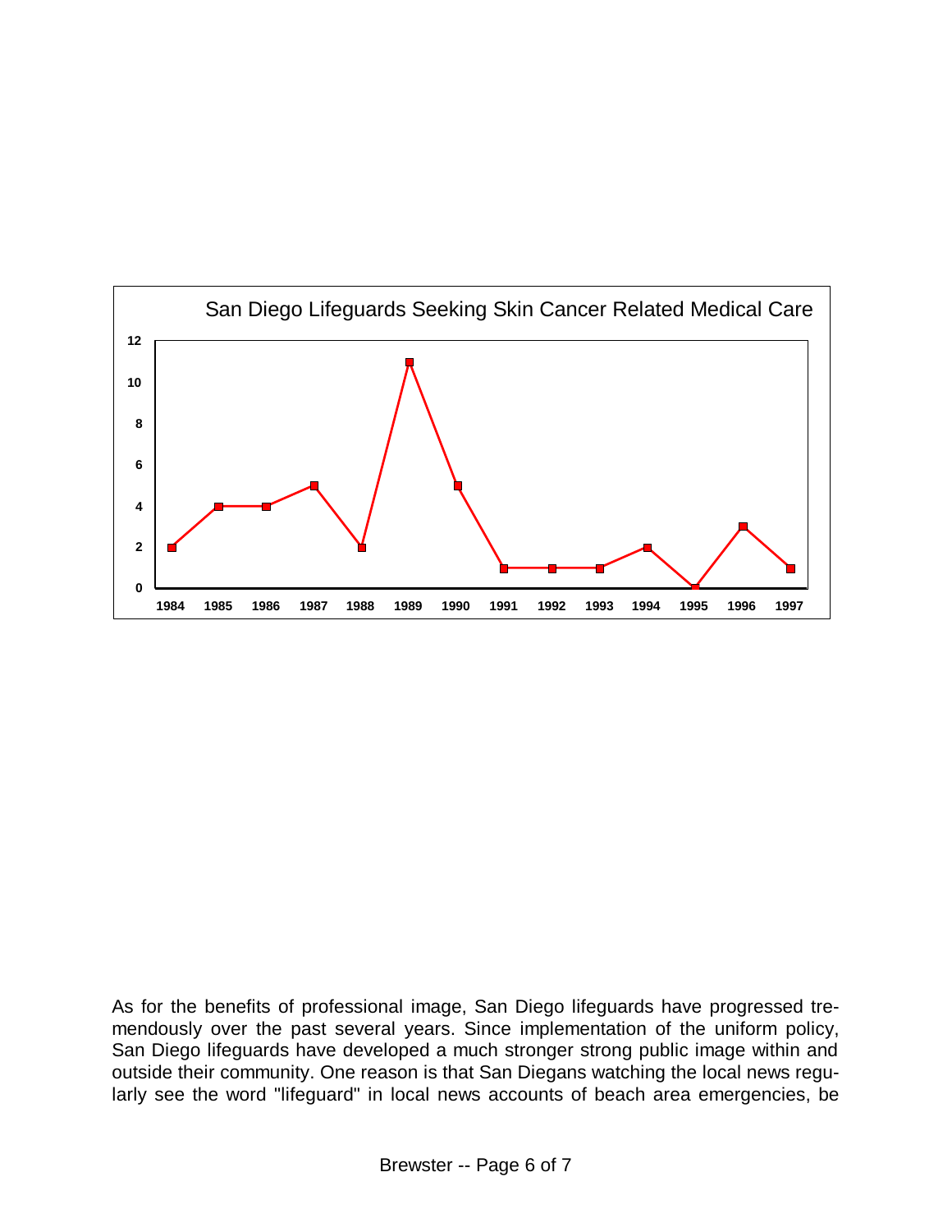**San Diego Lifeguards Seeking Skin Cancer Related Medical Care**

| Year | Lifeguards |
|---|---|
| 1984 | 2 |
| 1985 | 4 |
| 1986 | 4 |
| 1987 | 5 |
| 1988 | 2 |
| 1989 | 11 |
| 1990 | 5 |
| 1991 | 1 |
| 1992 | 1 |
| 1993 | 1 |
| 1994 | 2 |
| 1995 | 0 |
| 1996 | 3 |
| 1997 | 1 |

As for the benefits of professional image, San Diego lifeguards have progressed tremendously over the past several years. Since implementation of the uniform policy, San Diego lifeguards have developed a much stronger strong public image within and outside their community. One reason is that San Diegans watching the local news regularly see the word "lifeguard" in local news accounts of beach area emergencies, be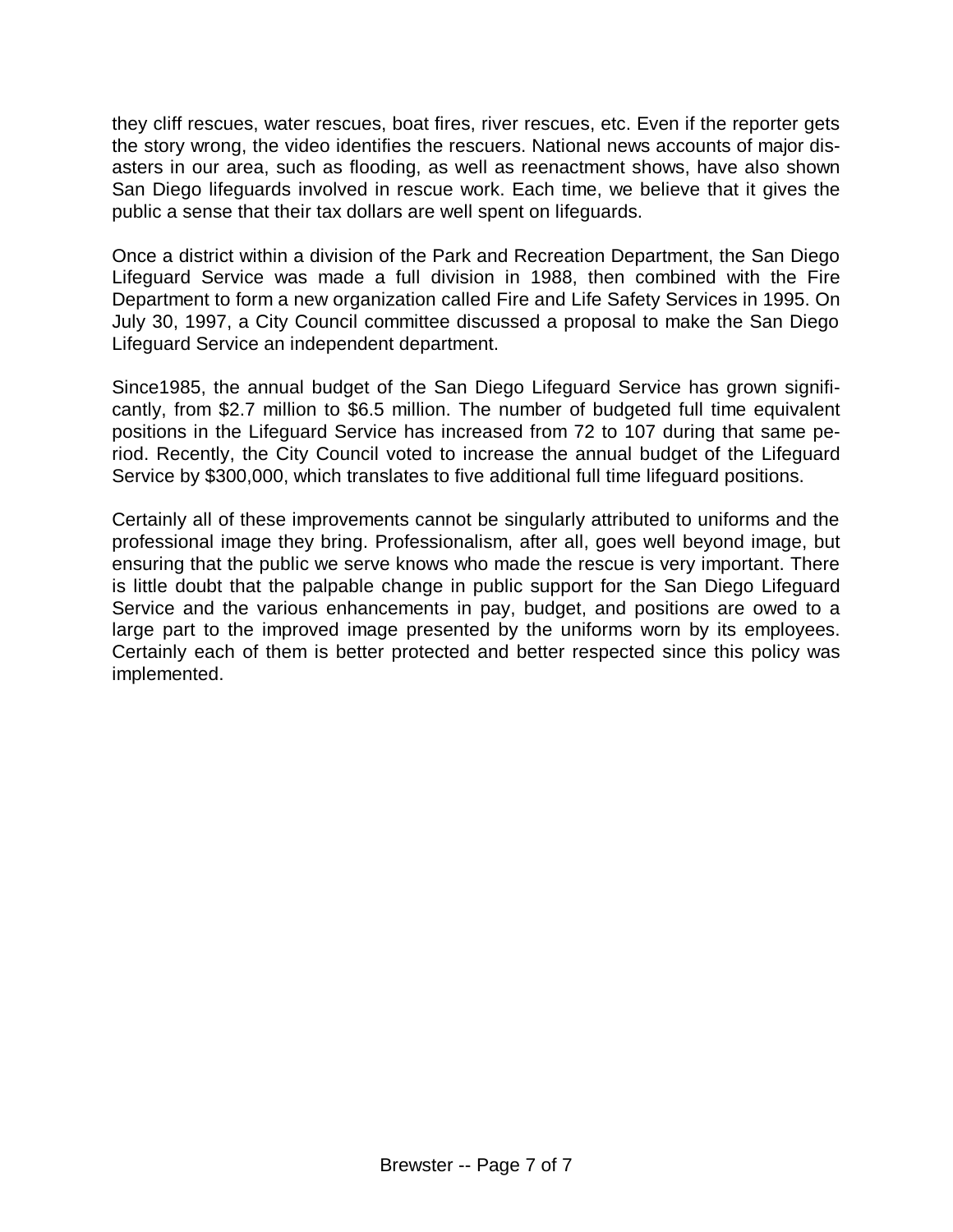they cliff rescues, water rescues, boat fires, river rescues, etc. Even if the reporter gets the story wrong, the video identifies the rescuers. National news accounts of major disasters in our area, such as flooding, as well as reenactment shows, have also shown San Diego lifeguards involved in rescue work. Each time, we believe that it gives the public a sense that their tax dollars are well spent on lifeguards.

Once a district within a division of the Park and Recreation Department, the San Diego Lifeguard Service was made a full division in 1988, then combined with the Fire Department to form a new organization called Fire and Life Safety Services in 1995. On July 30, 1997, a City Council committee discussed a proposal to make the San Diego Lifeguard Service an independent department.

Since1985, the annual budget of the San Diego Lifeguard Service has grown significantly, from \$2.7 million to \$6.5 million. The number of budgeted full time equivalent positions in the Lifeguard Service has increased from 72 to 107 during that same period. Recently, the City Council voted to increase the annual budget of the Lifeguard Service by \$300,000, which translates to five additional full time lifeguard positions.

Certainly all of these improvements cannot be singularly attributed to uniforms and the professional image they bring. Professionalism, after all, goes well beyond image, but ensuring that the public we serve knows who made the rescue is very important. There is little doubt that the palpable change in public support for the San Diego Lifeguard Service and the various enhancements in pay, budget, and positions are owed to a large part to the improved image presented by the uniforms worn by its employees. Certainly each of them is better protected and better respected since this policy was implemented.